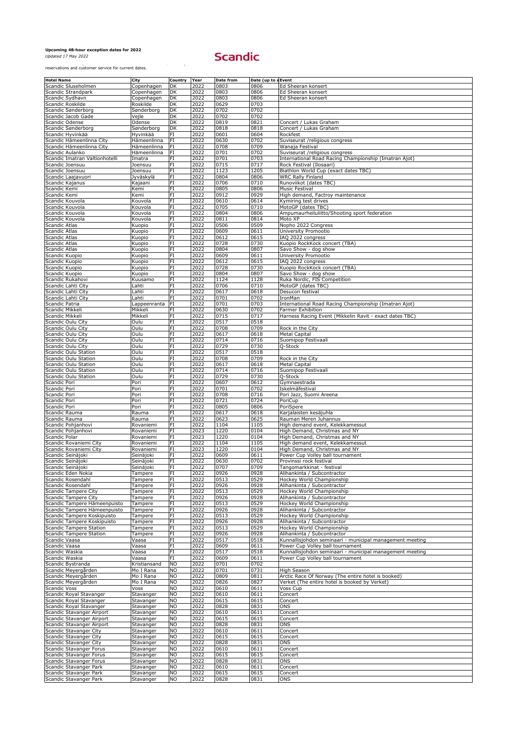**Upcoming 48-hour exception dates for 2022**

*Updated 17 May 2022*

Scandic

reservations and customer service for current dates.

| Hotel Name | City | Country | Year | Date from | Date (up to a | Event |
|---|---|---|---|---|---|---|
| Scandic Sluseholmen | Copenhagen | DK | 2022 | 0803 | 0806 | Ed Sheeran konsert |
| Scandic Strandpark | Copenhagen | DK | 2022 | 0803 | 0806 | Ed Sheeran konsert |
| Scandic Sydhavn | Copenhagen | DK | 2022 | 0803 | 0806 | Ed Sheeran konsert |
| Scandic Roskilde | Roskilde | DK | 2022 | 0629 | 0703 | |
| Scandic Sønderborg | Sønderborg | DK | 2022 | 0702 | 0702 | |
| Scandic Jacob Gade | Vejle | DK | 2022 | 0702 | 0702 | |
| Scandic Odense | Odense | DK | 2022 | 0819 | 0821 | Concert / Lukas Graham |
| Scandic Sønderborg | Sønderborg | DK | 2022 | 0818 | 0818 | Concert / Lukas Graham |
| Scandic Hyvinkää | Hyvinkää | FI | 2022 | 0601 | 0604 | Rockfest |
| Scandic Hämeenlinna City | Hämeenlinna | FI | 2022 | 0630 | 0702 | Suviseurat /religious congress |
| Scandic Hämeenlinna City | Hämeenlinna | FI | 2022 | 0708 | 0709 | Wanaja Festival |
| Scandic Aulanko | Hämeenlinna | FI | 2022 | 0701 | 0702 | Suviseurat /religious congress |
| Scandic Imatran Valtionhotelli | Imatra | FI | 2022 | 0701 | 0703 | International Road Racing Championship (Imatran Ajot) |
| Scandic Joensuu | Joensuu | FI | 2022 | 0715 | 0717 | Rock Festival (Ilosaari) |
| Scandic Joensuu | Joensuu | FI | 2022 | 1123 | 1205 | Biathlon World Cup (exact dates TBC) |
| Scandic Laajavuori | Jyväskylä | FI | 2022 | 0804 | 0806 | WRC Rally Finland |
| Scandic Kajanus | Kajaani | FI | 2022 | 0706 | 0710 | Runoviikot (dates TBC) |
| Scandic Kemi | Kemi | FI | 2022 | 0805 | 0806 | Music Festival |
| Scandic Kemi | Kemi | FI | 2022 | 0912 | 0929 | High demand, Factroy maintenance |
| Scandic Kouvola | Kouvola | FI | 2022 | 0610 | 0614 | Kymiring test drives |
| Scandic Kouvola | Kouvola | FI | 2022 | 0705 | 0710 | MotoGP (dates TBC) |
| Scandic Kouvola | Kouvola | FI | 2022 | 0804 | 0806 | Ampumaurheiluliitto/Shooting sport federation |
| Scandic Kouvola | Kouvola | FI | 2022 | 0811 | 0814 | Moto XP |
| Scandic Atlas | Kuopio | FI | 2022 | 0506 | 0509 | Nopho 2022 Congress |
| Scandic Atlas | Kuopio | FI | 2022 | 0609 | 0611 | University Promootio |
| Scandic Atlas | Kuopio | FI | 2022 | 0612 | 0615 | IAQ 2022 congress |
| Scandic Atlas | Kuopio | FI | 2022 | 0728 | 0730 | Kuopio RockKock concert (TBA) |
| Scandic Atlas | Kuopio | FI | 2022 | 0804 | 0807 | Savo Show - dog show |
| Scandic Kuopio | Kuopio | FI | 2022 | 0609 | 0611 | University Promootio |
| Scandic Kuopio | Kuopio | FI | 2022 | 0612 | 0615 | IAQ 2022 congress |
| Scandic Kuopio | Kuopio | FI | 2022 | 0728 | 0730 | Kuopio RockKock concert (TBA) |
| Scandic Kuopio | Kuopio | FI | 2022 | 0804 | 0807 | Savo Show - dog show |
| Scandic Rukahovi | Kuusamo | FI | 2022 | 1124 | 1128 | Ruka Nordic, FIS Competition |
| Scandic Lahti City | Lahti | FI | 2022 | 0706 | 0710 | MotoGP (dates TBC) |
| Scandic Lahti City | Lahti | FI | 2022 | 0617 | 0618 | Desucon festival |
| Scandic Lahti City | Lahti | FI | 2022 | 0701 | 0702 | IronMan |
| Scandic Patria | Lappeenranta | FI | 2022 | 0701 | 0703 | International Road Racing Championship (Imatran Ajot) |
| Scandic Mikkeli | Mikkeli | FI | 2022 | 0630 | 0702 | Farmer Exhibition |
| Scandic Mikkeli | Mikkeli | FI | 2022 | 0715 | 0717 | Harness Racing Event (Mikkelin Ravit - exact dates TBC) |
| Scandic Oulu City | Oulu | FI | 2022 | 0517 | 0518 | |
| Scandic Oulu City | Oulu | FI | 2022 | 0708 | 0709 | Rock in the City |
| Scandic Oulu City | Oulu | FI | 2022 | 0617 | 0618 | Metal Capital |
| Scandic Oulu City | Oulu | FI | 2022 | 0714 | 0716 | Suomipop Festivaali |
| Scandic Oulu City | Oulu | FI | 2022 | 0729 | 0730 | Q-Stock |
| Scandic Oulu Station | Oulu | FI | 2022 | 0517 | 0518 | |
| Scandic Oulu Station | Oulu | FI | 2022 | 0708 | 0709 | Rock in the City |
| Scandic Oulu Station | Oulu | FI | 2022 | 0617 | 0618 | Metal Capital |
| Scandic Oulu Station | Oulu | FI | 2022 | 0714 | 0716 | Suomipop Festivaali |
| Scandic Oulu Station | Oulu | FI | 2022 | 0729 | 0730 | Q-Stock |
| Scandic Pori | Pori | FI | 2022 | 0607 | 0612 | Gymnaestrada |
| Scandic Pori | Pori | FI | 2022 | 0701 | 0702 | Iskelmäfestival |
| Scandic Pori | Pori | FI | 2022 | 0708 | 0716 | Pori Jazz, Suomi Areena |
| Scandic Pori | Pori | FI | 2022 | 0721 | 0724 | PoriCup |
| Scandic Pori | Pori | FI | 2022 | 0805 | 0806 | PoriSpere |
| Scandic Rauma | Rauma | FI | 2022 | 0617 | 0618 | Karjalaisten kesäjuhla |
| Scandic Rauma | Rauma | FI | 2022 | 0623 | 0625 | Rauman Meren Juhannus |
| Scandic Pohjanhovi | Rovaniemi | FI | 2022 | 1104 | 1105 | High demand event, Kelekkamessut |
| Scandic Pohjanhovi | Rovaniemi | FI | 2023 | 1220 | 0104 | High Demand, Christmas and NY |
| Scandic Polar | Rovaniemi | FI | 2023 | 1220 | 0104 | High Demand, Christmas and NY |
| Scandic Rovaniemi City | Rovaniemi | FI | 2022 | 1104 | 1105 | High demand event, Kelekkamessut |
| Scandic Rovaniemi City | Rovaniemi | FI | 2023 | 1220 | 0104 | High Demand, Christmas and NY |
| Scandic Seinäjoki | Seinäjoki | FI | 2022 | 0609 | 0611 | Power Cup Volley ball tournament |
| Scandic Seinäjoki | Seinäjoki | FI | 2022 | 0630 | 0702 | Provinssi rock festival |
| Scandic Seinäjoki | Seinäjoki | FI | 2022 | 0707 | 0709 | Tangomarkkinat - festival |
| Scandic Eden Nokia | Tampere | FI | 2022 | 0926 | 0928 | Alihankinta / Subcontractor |
| Scandic Rosendahl | Tampere | FI | 2022 | 0513 | 0529 | Hockey World Championship |
| Scandic Rosendahl | Tampere | FI | 2022 | 0926 | 0928 | Alihankinta / Subcontractor |
| Scandic Tampere City | Tampere | FI | 2022 | 0513 | 0529 | Hockey World Championship |
| Scandic Tampere City | Tampere | FI | 2022 | 0926 | 0928 | Alihankinta / Subcontractor |
| Scandic Tampere Hämeenpuisto | Tampere | FI | 2022 | 0513 | 0529 | Hockey World Championship |
| Scandic Tampere Hämeenpuisto | Tampere | FI | 2022 | 0926 | 0928 | Alihankinta / Subcontractor |
| Scandic Tampere Koskipuisto | Tampere | FI | 2022 | 0513 | 0529 | Hockey World Championship |
| Scandic Tampere Koskipuisto | Tampere | FI | 2022 | 0926 | 0928 | Alihankinta / Subcontractor |
| Scandic Tampere Station | Tampere | FI | 2022 | 0513 | 0529 | Hockey World Championship |
| Scandic Tampere Station | Tampere | FI | 2022 | 0926 | 0928 | Alihankinta / Subcontractor |
| Scandic Vaasa | Vaasa | FI | 2022 | 0517 | 0518 | Kunnallisjohdon seminaari - municipal management meeting |
| Scandic Vaasa | Vaasa | FI | 2022 | 0609 | 0611 | Power Cup Volley ball tournament |
| Scandic Waskia | Vaasa | FI | 2022 | 0517 | 0518 | Kunnallisjohdon seminaari - municipal management meeting |
| Scandic Waskia | Vaasa | FI | 2022 | 0609 | 0611 | Power Cup Volley ball tournament |
| Scandic Bystranda | Kristiansand | NO | 2022 | 0701 | 0702 | |
| Scandic Meyergården | Mo I Rana | NO | 2022 | 0701 | 0731 | High Season |
| Scandic Meyergården | Mo I Rana | NO | 2022 | 0809 | 0811 | Arctic Race Of Norway (The entire hotel is booked) |
| Scandic Meyergården | Mo I Rana | NO | 2022 | 0826 | 0827 | Verket (The entire hotel is booked by Verket) |
| Scandic Voss | Voss | NO | 2022 | 0610 | 0611 | Voss Cup |
| Scandic Royal Stavanger | Stavanger | NO | 2022 | 0610 | 0611 | Concert |
| Scandic Royal Stavanger | Stavanger | NO | 2022 | 0615 | 0615 | Concert |
| Scandic Royal Stavanger | Stavanger | NO | 2022 | 0828 | 0831 | ONS |
| Scandic Stavanger Airport | Stavanger | NO | 2022 | 0610 | 0611 | Concert |
| Scandic Stavanger Airport | Stavanger | NO | 2022 | 0615 | 0615 | Concert |
| Scandic Stavanger Airport | Stavanger | NO | 2022 | 0828 | 0831 | ONS |
| Scandic Stavanger City | Stavanger | NO | 2022 | 0610 | 0611 | Concert |
| Scandic Stavanger City | Stavanger | NO | 2022 | 0615 | 0615 | Concert |
| Scandic Stavanger City | Stavanger | NO | 2022 | 0828 | 0831 | ONS |
| Scandic Stavanger Forus | Stavanger | NO | 2022 | 0610 | 0611 | Concert |
| Scandic Stavanger Forus | Stavanger | NO | 2022 | 0615 | 0615 | Concert |
| Scandic Stavanger Forus | Stavanger | NO | 2022 | 0828 | 0831 | ONS |
| Scandic Stavanger Park | Stavanger | NO | 2022 | 0610 | 0611 | Concert |
| Scandic Stavanger Park | Stavanger | NO | 2022 | 0615 | 0615 | Concert |
| Scandic Stavanger Park | Stavanger | NO | 2022 | 0828 | 0831 | ONS |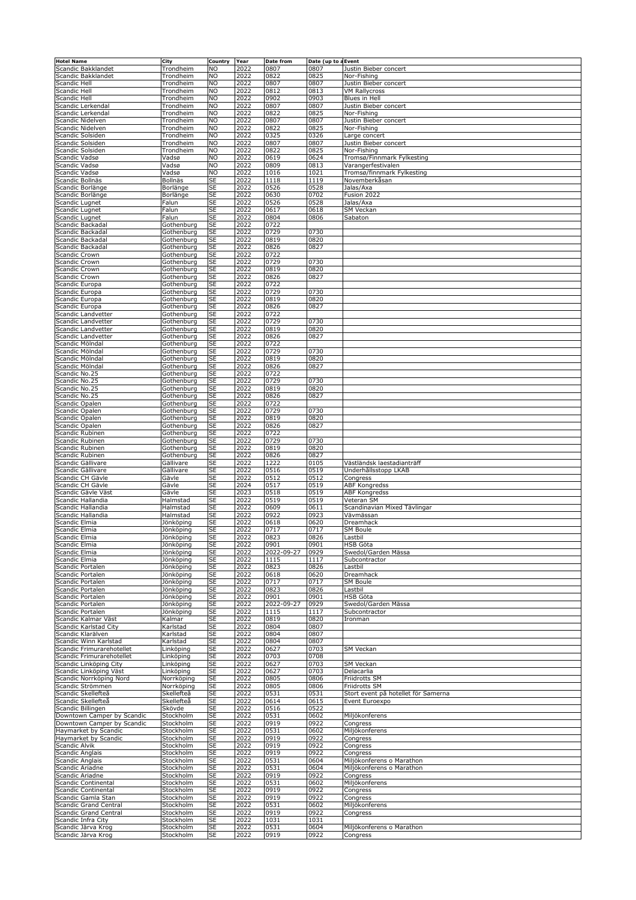| Hotel Name | City | Country | Year | Date from | Date (up to a | Event |
|---|---|---|---|---|---|---|
| Scandic Bakklandet | Trondheim | NO | 2022 | 0807 | 0807 | Justin Bieber concert |
| Scandic Bakklandet | Trondheim | NO | 2022 | 0822 | 0825 | Nor-Fishing |
| Scandic Hell | Trondheim | NO | 2022 | 0807 | 0807 | Justin Bieber concert |
| Scandic Hell | Trondheim | NO | 2022 | 0812 | 0813 | VM Rallycross |
| Scandic Hell | Trondheim | NO | 2022 | 0902 | 0903 | Blues in Hell |
| Scandic Lerkendal | Trondheim | NO | 2022 | 0807 | 0807 | Justin Bieber concert |
| Scandic Lerkendal | Trondheim | NO | 2022 | 0822 | 0825 | Nor-Fishing |
| Scandic Nidelven | Trondheim | NO | 2022 | 0807 | 0807 | Justin Bieber concert |
| Scandic Nidelven | Trondheim | NO | 2022 | 0822 | 0825 | Nor-Fishing |
| Scandic Solsiden | Trondheim | NO | 2022 | 0325 | 0326 | Large concert |
| Scandic Solsiden | Trondheim | NO | 2022 | 0807 | 0807 | Justin Bieber concert |
| Scandic Solsiden | Trondheim | NO | 2022 | 0822 | 0825 | Nor-Fishing |
| Scandic Vadsø | Vadsø | NO | 2022 | 0619 | 0624 | Tromsø/Finnmark Fylkesting |
| Scandic Vadsø | Vadsø | NO | 2022 | 0809 | 0813 | Varangerfestivalen |
| Scandic Vadsø | Vadsø | NO | 2022 | 1016 | 1021 | Tromsø/finnmark Fylkesting |
| Scandic Bollnäs | Bollnäs | SE | 2022 | 1118 | 1119 | Novemberkåsan |
| Scandic Borlänge | Borlänge | SE | 2022 | 0526 | 0528 | Jalas/Axa |
| Scandic Borlänge | Borlänge | SE | 2022 | 0630 | 0702 | Fusion 2022 |
| Scandic Lugnet | Falun | SE | 2022 | 0526 | 0528 | Jalas/Axa |
| Scandic Lugnet | Falun | SE | 2022 | 0617 | 0618 | SM Veckan |
| Scandic Lugnet | Falun | SE | 2022 | 0804 | 0806 | Sabaton |
| Scandic Backadal | Gothenburg | SE | 2022 | 0722 | | |
| Scandic Backadal | Gothenburg | SE | 2022 | 0729 | 0730 | |
| Scandic Backadal | Gothenburg | SE | 2022 | 0819 | 0820 | |
| Scandic Backadal | Gothenburg | SE | 2022 | 0826 | 0827 | |
| Scandic Crown | Gothenburg | SE | 2022 | 0722 | | |
| Scandic Crown | Gothenburg | SE | 2022 | 0729 | 0730 | |
| Scandic Crown | Gothenburg | SE | 2022 | 0819 | 0820 | |
| Scandic Crown | Gothenburg | SE | 2022 | 0826 | 0827 | |
| Scandic Europa | Gothenburg | SE | 2022 | 0722 | | |
| Scandic Europa | Gothenburg | SE | 2022 | 0729 | 0730 | |
| Scandic Europa | Gothenburg | SE | 2022 | 0819 | 0820 | |
| Scandic Europa | Gothenburg | SE | 2022 | 0826 | 0827 | |
| Scandic Landvetter | Gothenburg | SE | 2022 | 0722 | | |
| Scandic Landvetter | Gothenburg | SE | 2022 | 0729 | 0730 | |
| Scandic Landvetter | Gothenburg | SE | 2022 | 0819 | 0820 | |
| Scandic Landvetter | Gothenburg | SE | 2022 | 0826 | 0827 | |
| Scandic Mölndal | Gothenburg | SE | 2022 | 0722 | | |
| Scandic Mölndal | Gothenburg | SE | 2022 | 0729 | 0730 | |
| Scandic Mölndal | Gothenburg | SE | 2022 | 0819 | 0820 | |
| Scandic Mölndal | Gothenburg | SE | 2022 | 0826 | 0827 | |
| Scandic No.25 | Gothenburg | SE | 2022 | 0722 | | |
| Scandic No.25 | Gothenburg | SE | 2022 | 0729 | 0730 | |
| Scandic No.25 | Gothenburg | SE | 2022 | 0819 | 0820 | |
| Scandic No.25 | Gothenburg | SE | 2022 | 0826 | 0827 | |
| Scandic Opalen | Gothenburg | SE | 2022 | 0722 | | |
| Scandic Opalen | Gothenburg | SE | 2022 | 0729 | 0730 | |
| Scandic Opalen | Gothenburg | SE | 2022 | 0819 | 0820 | |
| Scandic Opalen | Gothenburg | SE | 2022 | 0826 | 0827 | |
| Scandic Rubinen | Gothenburg | SE | 2022 | 0722 | | |
| Scandic Rubinen | Gothenburg | SE | 2022 | 0729 | 0730 | |
| Scandic Rubinen | Gothenburg | SE | 2022 | 0819 | 0820 | |
| Scandic Rubinen | Gothenburg | SE | 2022 | 0826 | 0827 | |
| Scandic Gällivare | Gällivare | SE | 2022 | 1222 | 0105 | Västländsk laestadianträff |
| Scandic Gällivare | Gällivare | SE | 2022 | 0516 | 0519 | Underhållsstopp LKAB |
| Scandic CH Gävle | Gävle | SE | 2022 | 0512 | 0512 | Congress |
| Scandic CH Gävle | Gävle | SE | 2024 | 0517 | 0519 | ABF Kongredss |
| Scandic Gävle Väst | Gävle | SE | 2023 | 0518 | 0519 | ABF Kongredss |
| Scandic Hallandia | Halmstad | SE | 2022 | 0519 | 0519 | Veteran SM |
| Scandic Hallandia | Halmstad | SE | 2022 | 0609 | 0611 | Scandinavian Mixed Tävlingar |
| Scandic Hallandia | Halmstad | SE | 2022 | 0922 | 0923 | Vävmässan |
| Scandic Elmia | Jönköping | SE | 2022 | 0618 | 0620 | Dreamhack |
| Scandic Elmia | Jönköping | SE | 2022 | 0717 | 0717 | SM Boule |
| Scandic Elmia | Jönköping | SE | 2022 | 0823 | 0826 | Lastbil |
| Scandic Elmia | Jönköping | SE | 2022 | 0901 | 0901 | HSB Göta |
| Scandic Elmia | Jönköping | SE | 2022 | 2022-09-27 | 0929 | Swedol/Garden Mässa |
| Scandic Elmia | Jönköping | SE | 2022 | 1115 | 1117 | Subcontractor |
| Scandic Portalen | Jönköping | SE | 2022 | 0823 | 0826 | Lastbil |
| Scandic Portalen | Jönköping | SE | 2022 | 0618 | 0620 | Dreamhack |
| Scandic Portalen | Jönköping | SE | 2022 | 0717 | 0717 | SM Boule |
| Scandic Portalen | Jönköping | SE | 2022 | 0823 | 0826 | Lastbil |
| Scandic Portalen | Jönköping | SE | 2022 | 0901 | 0901 | HSB Göta |
| Scandic Portalen | Jönköping | SE | 2022 | 2022-09-27 | 0929 | Swedol/Garden Mässa |
| Scandic Portalen | Jönköping | SE | 2022 | 1115 | 1117 | Subcontractor |
| Scandic Kalmar Väst | Kalmar | SE | 2022 | 0819 | 0820 | Ironman |
| Scandic Karlstad City | Karlstad | SE | 2022 | 0804 | 0807 | |
| Scandic Klarälven | Karlstad | SE | 2022 | 0804 | 0807 | |
| Scandic Winn Karlstad | Karlstad | SE | 2022 | 0804 | 0807 | |
| Scandic Frimurarehotellet | Linköping | SE | 2022 | 0627 | 0703 | SM Veckan |
| Scandic Frimurarehotellet | Linköping | SE | 2022 | 0703 | 0708 | |
| Scandic Linköping City | Linköping | SE | 2022 | 0627 | 0703 | SM Veckan |
| Scandic Linköping Väst | Linköping | SE | 2022 | 0627 | 0703 | Delacarlia |
| Scandic Norrköping Nord | Norrköping | SE | 2022 | 0805 | 0806 | Friidrotts SM |
| Scandic Strömmen | Norrköping | SE | 2022 | 0805 | 0806 | Friidrotts SM |
| Scandic Skellefteå | Skellefteå | SE | 2022 | 0531 | 0531 | Stort event på hotellet för Samerna |
| Scandic Skellefteå | Skellefteå | SE | 2022 | 0614 | 0615 | Event Euroexpo |
| Scandic Billingen | Skövde | SE | 2022 | 0516 | 0522 | |
| Downtown Camper by Scandic | Stockholm | SE | 2022 | 0531 | 0602 | Miljökonferens |
| Downtown Camper by Scandic | Stockholm | SE | 2022 | 0919 | 0922 | Congress |
| Haymarket by Scandic | Stockholm | SE | 2022 | 0531 | 0602 | Miljökonferens |
| Haymarket by Scandic | Stockholm | SE | 2022 | 0919 | 0922 | Congress |
| Scandic Alvik | Stockholm | SE | 2022 | 0919 | 0922 | Congress |
| Scandic Anglais | Stockholm | SE | 2022 | 0919 | 0922 | Congress |
| Scandic Anglais | Stockholm | SE | 2022 | 0531 | 0604 | Miljökonferens o Marathon |
| Scandic Ariadne | Stockholm | SE | 2022 | 0531 | 0604 | Miljökonferens o Marathon |
| Scandic Ariadne | Stockholm | SE | 2022 | 0919 | 0922 | Congress |
| Scandic Continental | Stockholm | SE | 2022 | 0531 | 0602 | Miljökonferens |
| Scandic Continental | Stockholm | SE | 2022 | 0919 | 0922 | Congress |
| Scandic Gamla Stan | Stockholm | SE | 2022 | 0919 | 0922 | Congress |
| Scandic Grand Central | Stockholm | SE | 2022 | 0531 | 0602 | Miljökonferens |
| Scandic Grand Central | Stockholm | SE | 2022 | 0919 | 0922 | Congress |
| Scandic Infra City | Stockholm | SE | 2022 | 1031 | 1031 | |
| Scandic Järva Krog | Stockholm | SE | 2022 | 0531 | 0604 | Miljökonferens o Marathon |
| Scandic Järva Krog | Stockholm | SE | 2022 | 0919 | 0922 | Congress |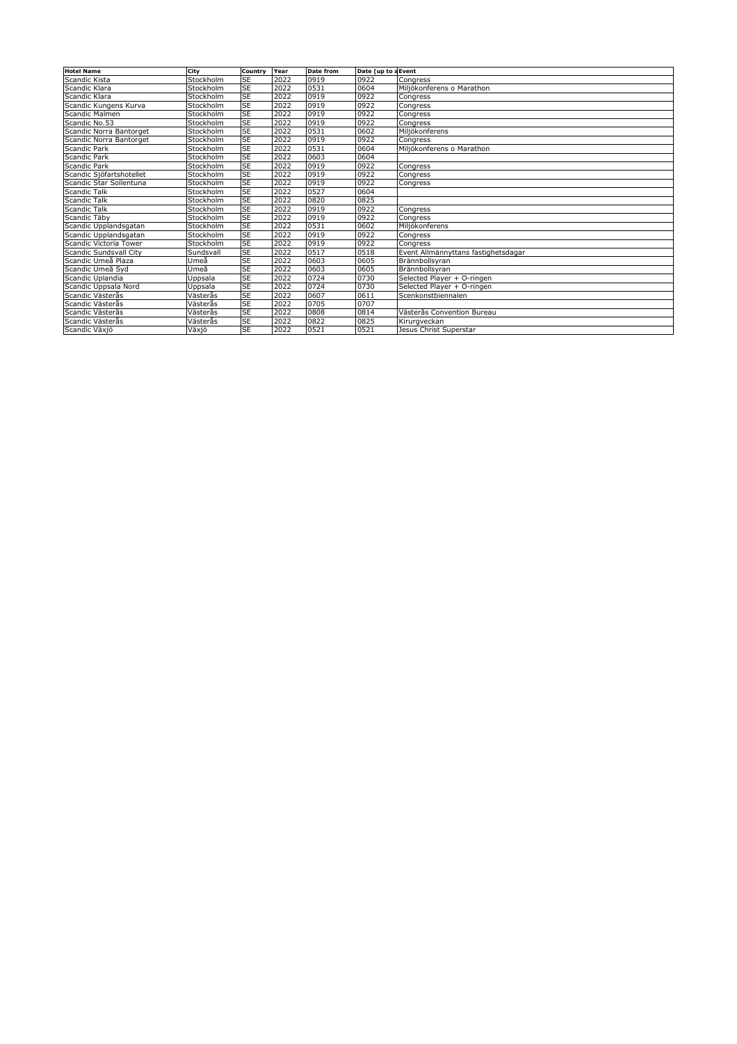| Hotel Name | City | Country | Year | Date from | Date (up to a | Event |
|---|---|---|---|---|---|---|
| Scandic Kista | Stockholm | SE | 2022 | 0919 | 0922 | Congress |
| Scandic Klara | Stockholm | SE | 2022 | 0531 | 0604 | Miljökonferens o Marathon |
| Scandic Klara | Stockholm | SE | 2022 | 0919 | 0922 | Congress |
| Scandic Kungens Kurva | Stockholm | SE | 2022 | 0919 | 0922 | Congress |
| Scandic Malmen | Stockholm | SE | 2022 | 0919 | 0922 | Congress |
| Scandic No.53 | Stockholm | SE | 2022 | 0919 | 0922 | Congress |
| Scandic Norra Bantorget | Stockholm | SE | 2022 | 0531 | 0602 | Miljökonferens |
| Scandic Norra Bantorget | Stockholm | SE | 2022 | 0919 | 0922 | Congress |
| Scandic Park | Stockholm | SE | 2022 | 0531 | 0604 | Miljökonferens o Marathon |
| Scandic Park | Stockholm | SE | 2022 | 0603 | 0604 | |
| Scandic Park | Stockholm | SE | 2022 | 0919 | 0922 | Congress |
| Scandic Sjöfartshotellet | Stockholm | SE | 2022 | 0919 | 0922 | Congress |
| Scandic Star Sollentuna | Stockholm | SE | 2022 | 0919 | 0922 | Congress |
| Scandic Talk | Stockholm | SE | 2022 | 0527 | 0604 | |
| Scandic Talk | Stockholm | SE | 2022 | 0820 | 0825 | |
| Scandic Talk | Stockholm | SE | 2022 | 0919 | 0922 | Congress |
| Scandic Täby | Stockholm | SE | 2022 | 0919 | 0922 | Congress |
| Scandic Upplandsgatan | Stockholm | SE | 2022 | 0531 | 0602 | Miljökonferens |
| Scandic Upplandsgatan | Stockholm | SE | 2022 | 0919 | 0922 | Congress |
| Scandic Victoria Tower | Stockholm | SE | 2022 | 0919 | 0922 | Congress |
| Scandic Sundsvall City | Sundsvall | SE | 2022 | 0517 | 0518 | Event Allmännyttans fastighetsdagar |
| Scandic Umeå Plaza | Umeå | SE | 2022 | 0603 | 0605 | Brännbollsyran |
| Scandic Umeå Syd | Umeå | SE | 2022 | 0603 | 0605 | Brännbollsyran |
| Scandic Uplandia | Uppsala | SE | 2022 | 0724 | 0730 | Selected Player + O-ringen |
| Scandic Uppsala Nord | Uppsala | SE | 2022 | 0724 | 0730 | Selected Player + O-ringen |
| Scandic Västerås | Västerås | SE | 2022 | 0607 | 0611 | Scenkonstbiennalen |
| Scandic Västerås | Västerås | SE | 2022 | 0705 | 0707 | |
| Scandic Västerås | Västerås | SE | 2022 | 0808 | 0814 | Västerås Convention Bureau |
| Scandic Västerås | Västerås | SE | 2022 | 0822 | 0825 | Kirurgveckan |
| Scandic Växjö | Växjö | SE | 2022 | 0521 | 0521 | Jesus Christ Superstar |